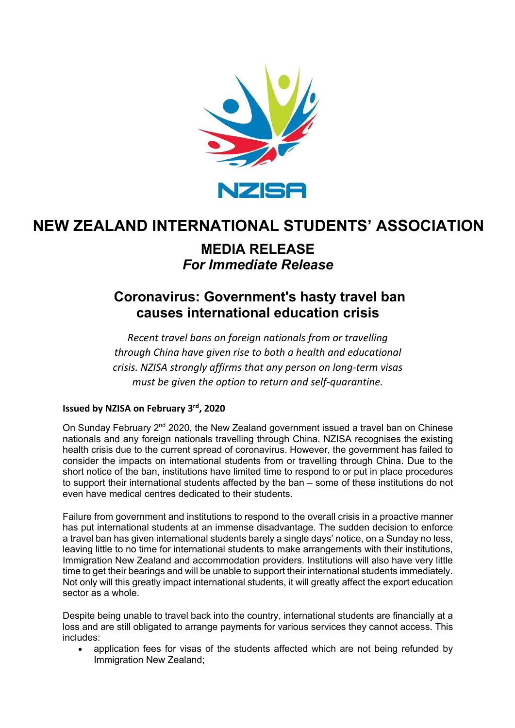NZISA

# NEW ZEALAND INTERNATIONAL STUDENTS' ASSOCIATION

## MEDIA RELEASE

***For Immediate Release***

## Coronavirus: Government's hasty travel ban causes international education crisis

*Recent travel bans on foreign nationals from or travelling through China have given rise to both a health and educational crisis. NZISA strongly affirms that any person on long-term visas must be given the option to return and self-quarantine.*

**Issued by NZISA on February 3rd, 2020**

On Sunday February 2nd 2020, the New Zealand government issued a travel ban on Chinese nationals and any foreign nationals travelling through China. NZISA recognises the existing health crisis due to the current spread of coronavirus. However, the government has failed to consider the impacts on international students from or travelling through China. Due to the short notice of the ban, institutions have limited time to respond to or put in place procedures to support their international students affected by the ban – some of these institutions do not even have medical centres dedicated to their students.

Failure from government and institutions to respond to the overall crisis in a proactive manner has put international students at an immense disadvantage. The sudden decision to enforce a travel ban has given international students barely a single days' notice, on a Sunday no less, leaving little to no time for international students to make arrangements with their institutions, Immigration New Zealand and accommodation providers. Institutions will also have very little time to get their bearings and will be unable to support their international students immediately. Not only will this greatly impact international students, it will greatly affect the export education sector as a whole.

Despite being unable to travel back into the country, international students are financially at a loss and are still obligated to arrange payments for various services they cannot access. This includes:

- application fees for visas of the students affected which are not being refunded by Immigration New Zealand;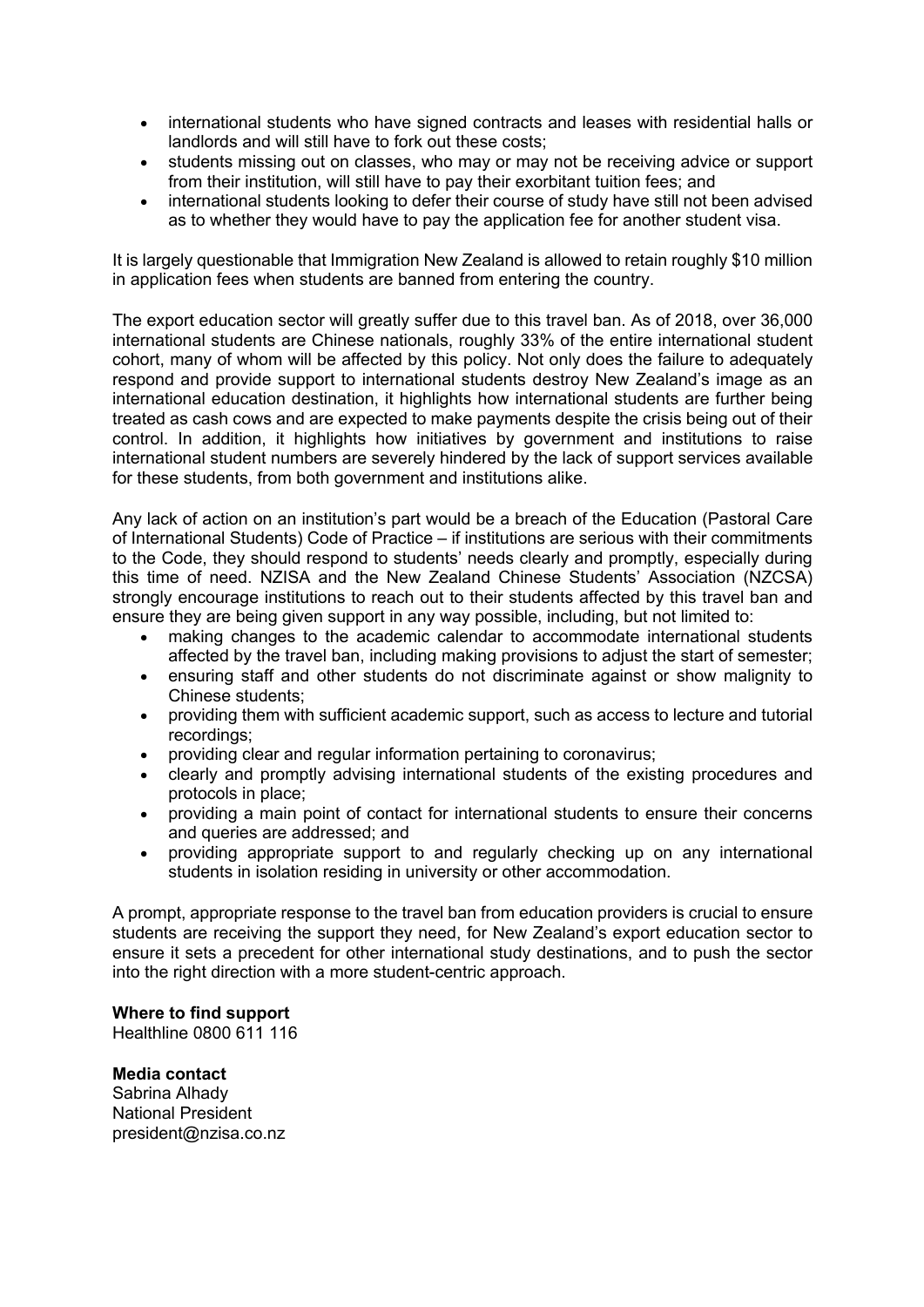- international students who have signed contracts and leases with residential halls or landlords and will still have to fork out these costs;
- students missing out on classes, who may or may not be receiving advice or support from their institution, will still have to pay their exorbitant tuition fees; and
- international students looking to defer their course of study have still not been advised as to whether they would have to pay the application fee for another student visa.

It is largely questionable that Immigration New Zealand is allowed to retain roughly $10 million in application fees when students are banned from entering the country.

The export education sector will greatly suffer due to this travel ban. As of 2018, over 36,000 international students are Chinese nationals, roughly 33% of the entire international student cohort, many of whom will be affected by this policy. Not only does the failure to adequately respond and provide support to international students destroy New Zealand's image as an international education destination, it highlights how international students are further being treated as cash cows and are expected to make payments despite the crisis being out of their control. In addition, it highlights how initiatives by government and institutions to raise international student numbers are severely hindered by the lack of support services available for these students, from both government and institutions alike.

Any lack of action on an institution's part would be a breach of the Education (Pastoral Care of International Students) Code of Practice – if institutions are serious with their commitments to the Code, they should respond to students' needs clearly and promptly, especially during this time of need. NZISA and the New Zealand Chinese Students' Association (NZCSA) strongly encourage institutions to reach out to their students affected by this travel ban and ensure they are being given support in any way possible, including, but not limited to:

- making changes to the academic calendar to accommodate international students affected by the travel ban, including making provisions to adjust the start of semester;
- ensuring staff and other students do not discriminate against or show malignity to Chinese students;
- providing them with sufficient academic support, such as access to lecture and tutorial recordings;
- providing clear and regular information pertaining to coronavirus;
- clearly and promptly advising international students of the existing procedures and protocols in place;
- providing a main point of contact for international students to ensure their concerns and queries are addressed; and
- providing appropriate support to and regularly checking up on any international students in isolation residing in university or other accommodation.

A prompt, appropriate response to the travel ban from education providers is crucial to ensure students are receiving the support they need, for New Zealand's export education sector to ensure it sets a precedent for other international study destinations, and to push the sector into the right direction with a more student-centric approach.

**Where to find support**
Healthline 0800 611 116

**Media contact**
Sabrina Alhady
National President
president@nzisa.co.nz